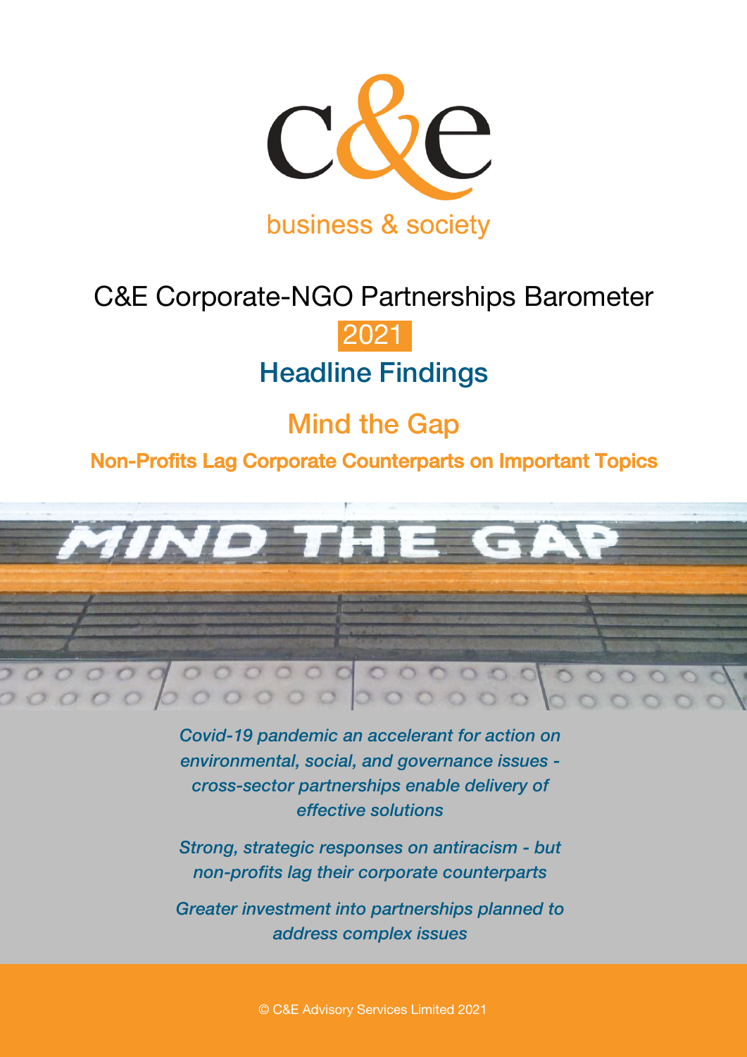c&e

business & society

# C&E Corporate-NGO Partnerships Barometer

2021

## Headline Findings

## Mind the Gap

### Non-Profits Lag Corporate Counterparts on Important Topics

*Covid-19 pandemic an accelerant for action on environmental, social, and governance issues - cross-sector partnerships enable delivery of effective solutions*

*Strong, strategic responses on antiracism - but non-profits lag their corporate counterparts*

*Greater investment into partnerships planned to address complex issues*

© C&E Advisory Services Limited 2021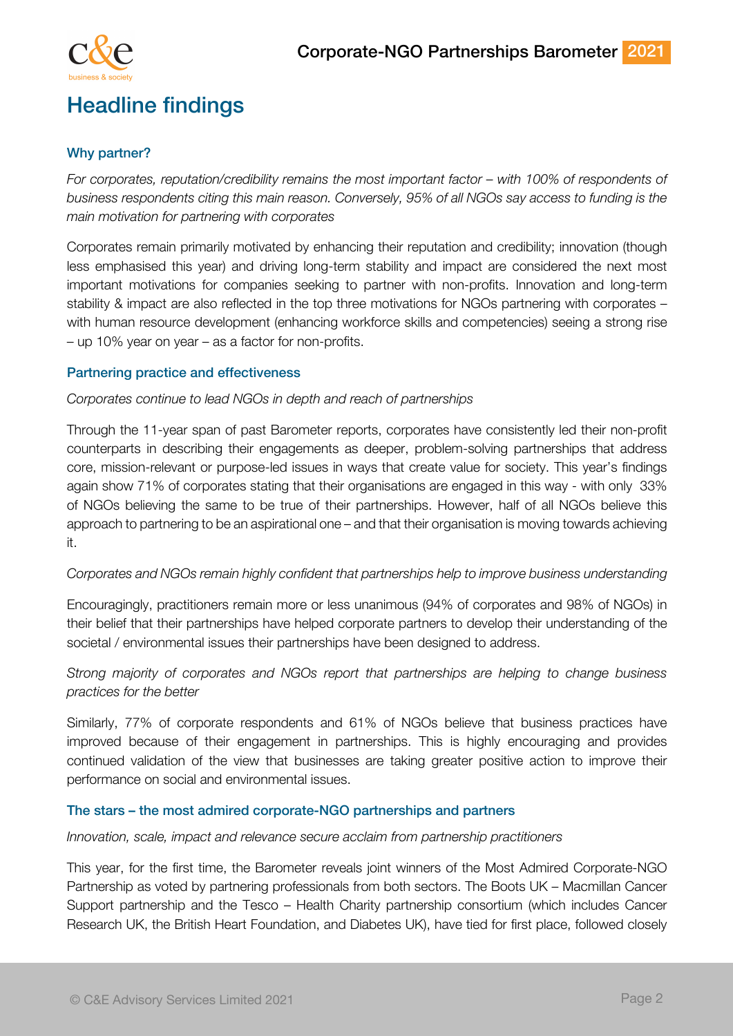# Headline findings

## Why partner?

*For corporates, reputation/credibility remains the most important factor – with 100% of respondents of business respondents citing this main reason. Conversely, 95% of all NGOs say access to funding is the main motivation for partnering with corporates*

Corporates remain primarily motivated by enhancing their reputation and credibility; innovation (though less emphasised this year) and driving long-term stability and impact are considered the next most important motivations for companies seeking to partner with non-profits. Innovation and long-term stability & impact are also reflected in the top three motivations for NGOs partnering with corporates – with human resource development (enhancing workforce skills and competencies) seeing a strong rise – up 10% year on year – as a factor for non-profits.

## Partnering practice and effectiveness

*Corporates continue to lead NGOs in depth and reach of partnerships*

Through the 11-year span of past Barometer reports, corporates have consistently led their non-profit counterparts in describing their engagements as deeper, problem-solving partnerships that address core, mission-relevant or purpose-led issues in ways that create value for society. This year's findings again show 71% of corporates stating that their organisations are engaged in this way - with only 33% of NGOs believing the same to be true of their partnerships. However, half of all NGOs believe this approach to partnering to be an aspirational one – and that their organisation is moving towards achieving it.

*Corporates and NGOs remain highly confident that partnerships help to improve business understanding*

Encouragingly, practitioners remain more or less unanimous (94% of corporates and 98% of NGOs) in their belief that their partnerships have helped corporate partners to develop their understanding of the societal / environmental issues their partnerships have been designed to address.

*Strong majority of corporates and NGOs report that partnerships are helping to change business practices for the better*

Similarly, 77% of corporate respondents and 61% of NGOs believe that business practices have improved because of their engagement in partnerships. This is highly encouraging and provides continued validation of the view that businesses are taking greater positive action to improve their performance on social and environmental issues.

## The stars – the most admired corporate-NGO partnerships and partners

*Innovation, scale, impact and relevance secure acclaim from partnership practitioners*

This year, for the first time, the Barometer reveals joint winners of the Most Admired Corporate-NGO Partnership as voted by partnering professionals from both sectors. The Boots UK – Macmillan Cancer Support partnership and the Tesco – Health Charity partnership consortium (which includes Cancer Research UK, the British Heart Foundation, and Diabetes UK), have tied for first place, followed closely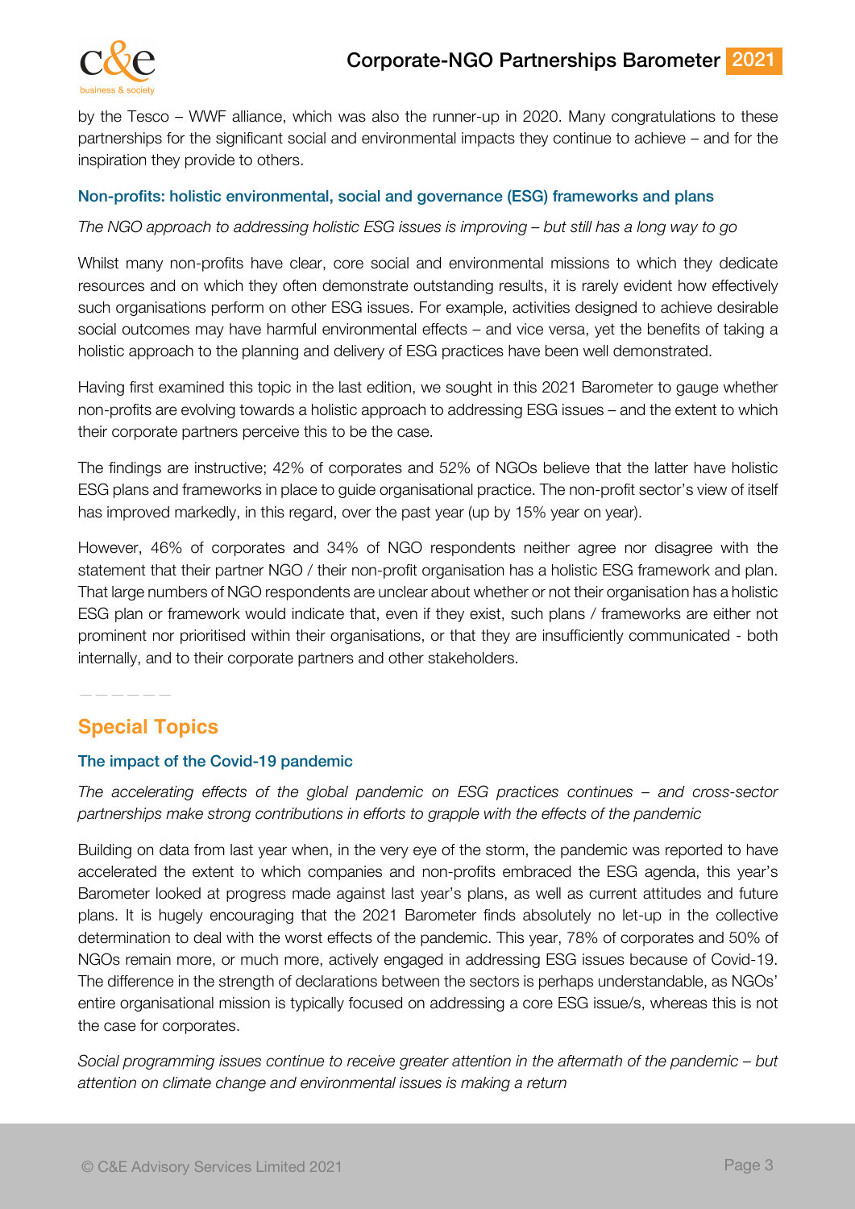by the Tesco – WWF alliance, which was also the runner-up in 2020. Many congratulations to these partnerships for the significant social and environmental impacts they continue to achieve – and for the inspiration they provide to others.

### Non-profits: holistic environmental, social and governance (ESG) frameworks and plans

*The NGO approach to addressing holistic ESG issues is improving – but still has a long way to go*

Whilst many non-profits have clear, core social and environmental missions to which they dedicate resources and on which they often demonstrate outstanding results, it is rarely evident how effectively such organisations perform on other ESG issues. For example, activities designed to achieve desirable social outcomes may have harmful environmental effects – and vice versa, yet the benefits of taking a holistic approach to the planning and delivery of ESG practices have been well demonstrated.

Having first examined this topic in the last edition, we sought in this 2021 Barometer to gauge whether non-profits are evolving towards a holistic approach to addressing ESG issues – and the extent to which their corporate partners perceive this to be the case.

The findings are instructive; 42% of corporates and 52% of NGOs believe that the latter have holistic ESG plans and frameworks in place to guide organisational practice. The non-profit sector's view of itself has improved markedly, in this regard, over the past year (up by 15% year on year).

However, 46% of corporates and 34% of NGO respondents neither agree nor disagree with the statement that their partner NGO / their non-profit organisation has a holistic ESG framework and plan. That large numbers of NGO respondents are unclear about whether or not their organisation has a holistic ESG plan or framework would indicate that, even if they exist, such plans / frameworks are either not prominent nor prioritised within their organisations, or that they are insufficiently communicated - both internally, and to their corporate partners and other stakeholders.

## Special Topics

### The impact of the Covid-19 pandemic

*The accelerating effects of the global pandemic on ESG practices continues – and cross-sector partnerships make strong contributions in efforts to grapple with the effects of the pandemic*

Building on data from last year when, in the very eye of the storm, the pandemic was reported to have accelerated the extent to which companies and non-profits embraced the ESG agenda, this year's Barometer looked at progress made against last year's plans, as well as current attitudes and future plans. It is hugely encouraging that the 2021 Barometer finds absolutely no let-up in the collective determination to deal with the worst effects of the pandemic. This year, 78% of corporates and 50% of NGOs remain more, or much more, actively engaged in addressing ESG issues because of Covid-19. The difference in the strength of declarations between the sectors is perhaps understandable, as NGOs' entire organisational mission is typically focused on addressing a core ESG issue/s, whereas this is not the case for corporates.

*Social programming issues continue to receive greater attention in the aftermath of the pandemic – but attention on climate change and environmental issues is making a return*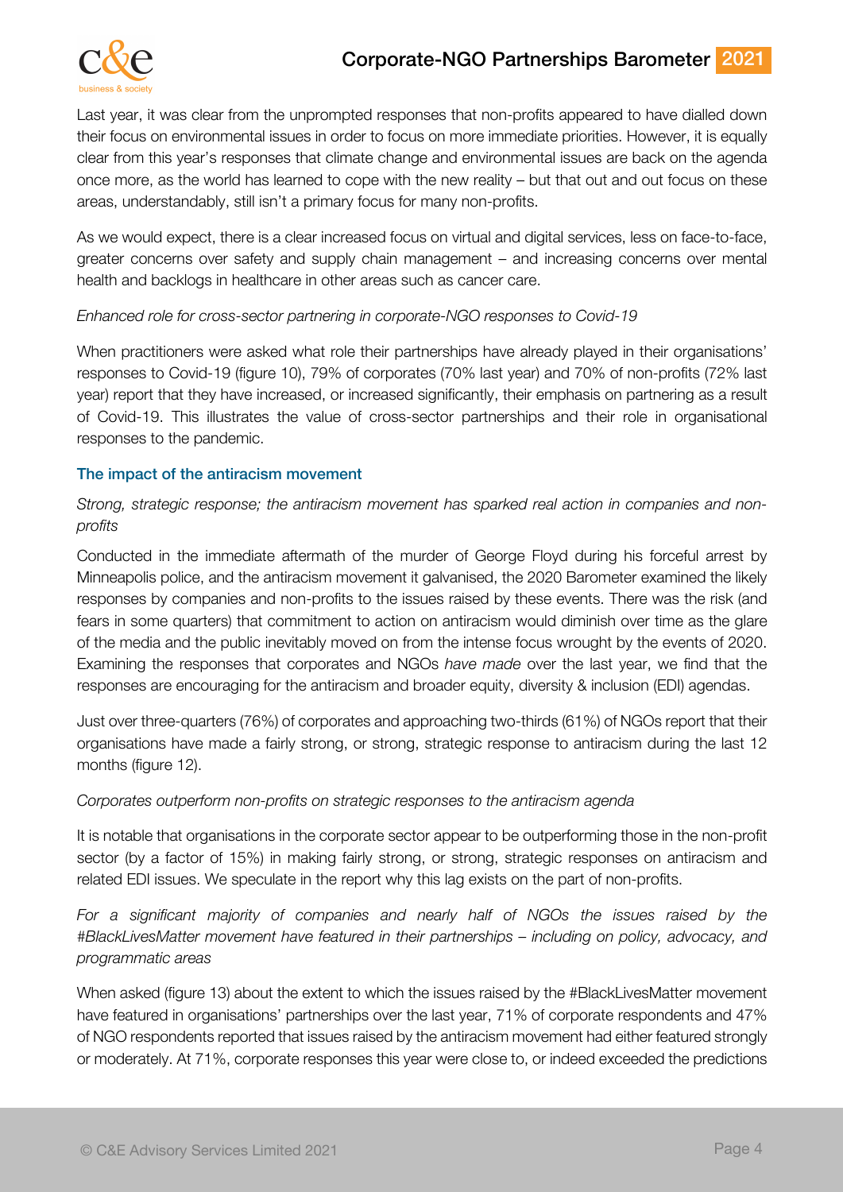Last year, it was clear from the unprompted responses that non-profits appeared to have dialled down their focus on environmental issues in order to focus on more immediate priorities. However, it is equally clear from this year's responses that climate change and environmental issues are back on the agenda once more, as the world has learned to cope with the new reality – but that out and out focus on these areas, understandably, still isn't a primary focus for many non-profits.

As we would expect, there is a clear increased focus on virtual and digital services, less on face-to-face, greater concerns over safety and supply chain management – and increasing concerns over mental health and backlogs in healthcare in other areas such as cancer care.

*Enhanced role for cross-sector partnering in corporate-NGO responses to Covid-19*

When practitioners were asked what role their partnerships have already played in their organisations' responses to Covid-19 (figure 10), 79% of corporates (70% last year) and 70% of non-profits (72% last year) report that they have increased, or increased significantly, their emphasis on partnering as a result of Covid-19. This illustrates the value of cross-sector partnerships and their role in organisational responses to the pandemic.

### The impact of the antiracism movement

*Strong, strategic response; the antiracism movement has sparked real action in companies and non-profits*

Conducted in the immediate aftermath of the murder of George Floyd during his forceful arrest by Minneapolis police, and the antiracism movement it galvanised, the 2020 Barometer examined the likely responses by companies and non-profits to the issues raised by these events. There was the risk (and fears in some quarters) that commitment to action on antiracism would diminish over time as the glare of the media and the public inevitably moved on from the intense focus wrought by the events of 2020. Examining the responses that corporates and NGOs *have made* over the last year, we find that the responses are encouraging for the antiracism and broader equity, diversity & inclusion (EDI) agendas.

Just over three-quarters (76%) of corporates and approaching two-thirds (61%) of NGOs report that their organisations have made a fairly strong, or strong, strategic response to antiracism during the last 12 months (figure 12).

*Corporates outperform non-profits on strategic responses to the antiracism agenda*

It is notable that organisations in the corporate sector appear to be outperforming those in the non-profit sector (by a factor of 15%) in making fairly strong, or strong, strategic responses on antiracism and related EDI issues. We speculate in the report why this lag exists on the part of non-profits.

*For a significant majority of companies and nearly half of NGOs the issues raised by the #BlackLivesMatter movement have featured in their partnerships – including on policy, advocacy, and programmatic areas*

When asked (figure 13) about the extent to which the issues raised by the #BlackLivesMatter movement have featured in organisations' partnerships over the last year, 71% of corporate respondents and 47% of NGO respondents reported that issues raised by the antiracism movement had either featured strongly or moderately. At 71%, corporate responses this year were close to, or indeed exceeded the predictions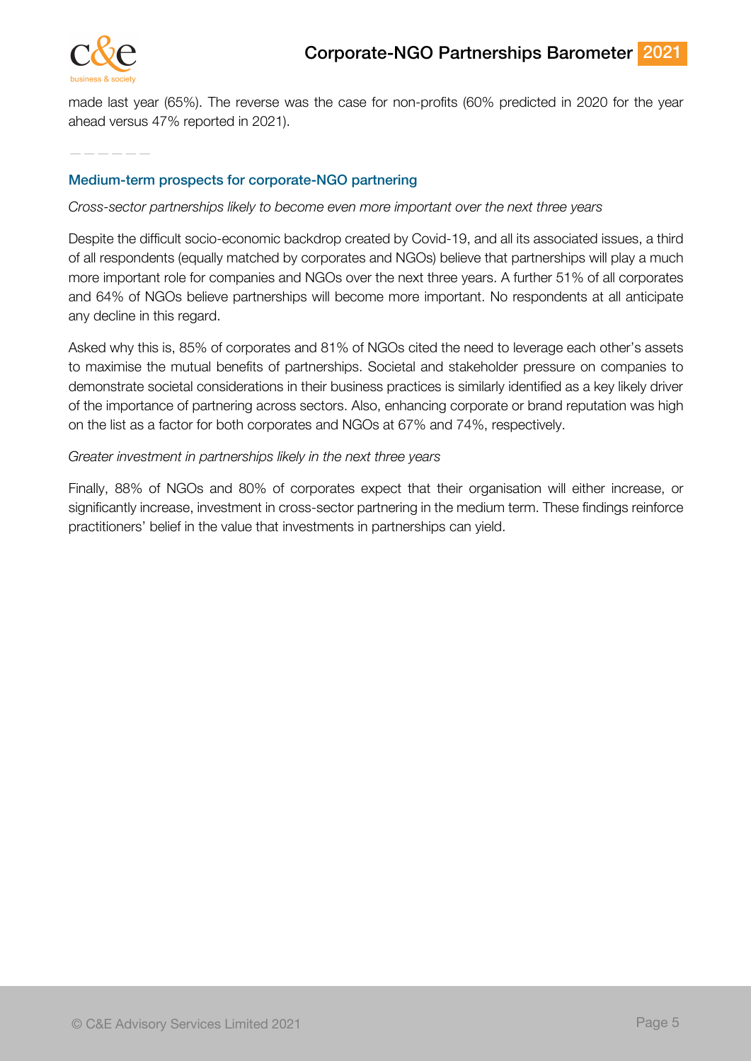made last year (65%). The reverse was the case for non-profits (60% predicted in 2020 for the year ahead versus 47% reported in 2021).

——————

### Medium-term prospects for corporate-NGO partnering

*Cross-sector partnerships likely to become even more important over the next three years*

Despite the difficult socio-economic backdrop created by Covid-19, and all its associated issues, a third of all respondents (equally matched by corporates and NGOs) believe that partnerships will play a much more important role for companies and NGOs over the next three years. A further 51% of all corporates and 64% of NGOs believe partnerships will become more important. No respondents at all anticipate any decline in this regard.

Asked why this is, 85% of corporates and 81% of NGOs cited the need to leverage each other's assets to maximise the mutual benefits of partnerships. Societal and stakeholder pressure on companies to demonstrate societal considerations in their business practices is similarly identified as a key likely driver of the importance of partnering across sectors. Also, enhancing corporate or brand reputation was high on the list as a factor for both corporates and NGOs at 67% and 74%, respectively.

*Greater investment in partnerships likely in the next three years*

Finally, 88% of NGOs and 80% of corporates expect that their organisation will either increase, or significantly increase, investment in cross-sector partnering in the medium term. These findings reinforce practitioners' belief in the value that investments in partnerships can yield.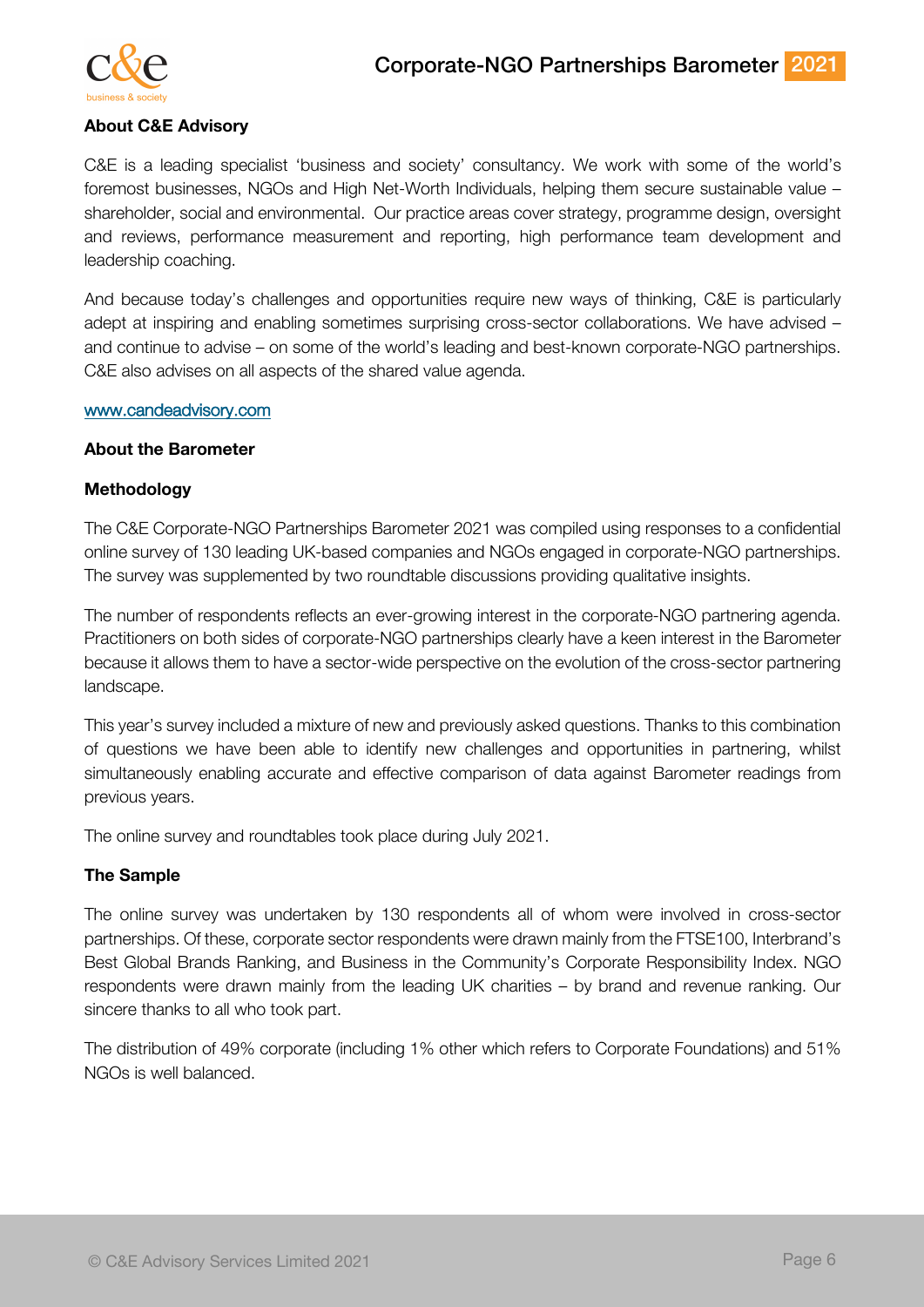**About C&E Advisory**

C&E is a leading specialist 'business and society' consultancy. We work with some of the world's foremost businesses, NGOs and High Net-Worth Individuals, helping them secure sustainable value – shareholder, social and environmental. Our practice areas cover strategy, programme design, oversight and reviews, performance measurement and reporting, high performance team development and leadership coaching.

And because today's challenges and opportunities require new ways of thinking, C&E is particularly adept at inspiring and enabling sometimes surprising cross-sector collaborations. We have advised – and continue to advise – on some of the world's leading and best-known corporate-NGO partnerships. C&E also advises on all aspects of the shared value agenda.

www.candeadvisory.com

**About the Barometer**

**Methodology**

The C&E Corporate-NGO Partnerships Barometer 2021 was compiled using responses to a confidential online survey of 130 leading UK-based companies and NGOs engaged in corporate-NGO partnerships. The survey was supplemented by two roundtable discussions providing qualitative insights.

The number of respondents reflects an ever-growing interest in the corporate-NGO partnering agenda. Practitioners on both sides of corporate-NGO partnerships clearly have a keen interest in the Barometer because it allows them to have a sector-wide perspective on the evolution of the cross-sector partnering landscape.

This year's survey included a mixture of new and previously asked questions. Thanks to this combination of questions we have been able to identify new challenges and opportunities in partnering, whilst simultaneously enabling accurate and effective comparison of data against Barometer readings from previous years.

The online survey and roundtables took place during July 2021.

**The Sample**

The online survey was undertaken by 130 respondents all of whom were involved in cross-sector partnerships. Of these, corporate sector respondents were drawn mainly from the FTSE100, Interbrand's Best Global Brands Ranking, and Business in the Community's Corporate Responsibility Index. NGO respondents were drawn mainly from the leading UK charities – by brand and revenue ranking. Our sincere thanks to all who took part.

The distribution of 49% corporate (including 1% other which refers to Corporate Foundations) and 51% NGOs is well balanced.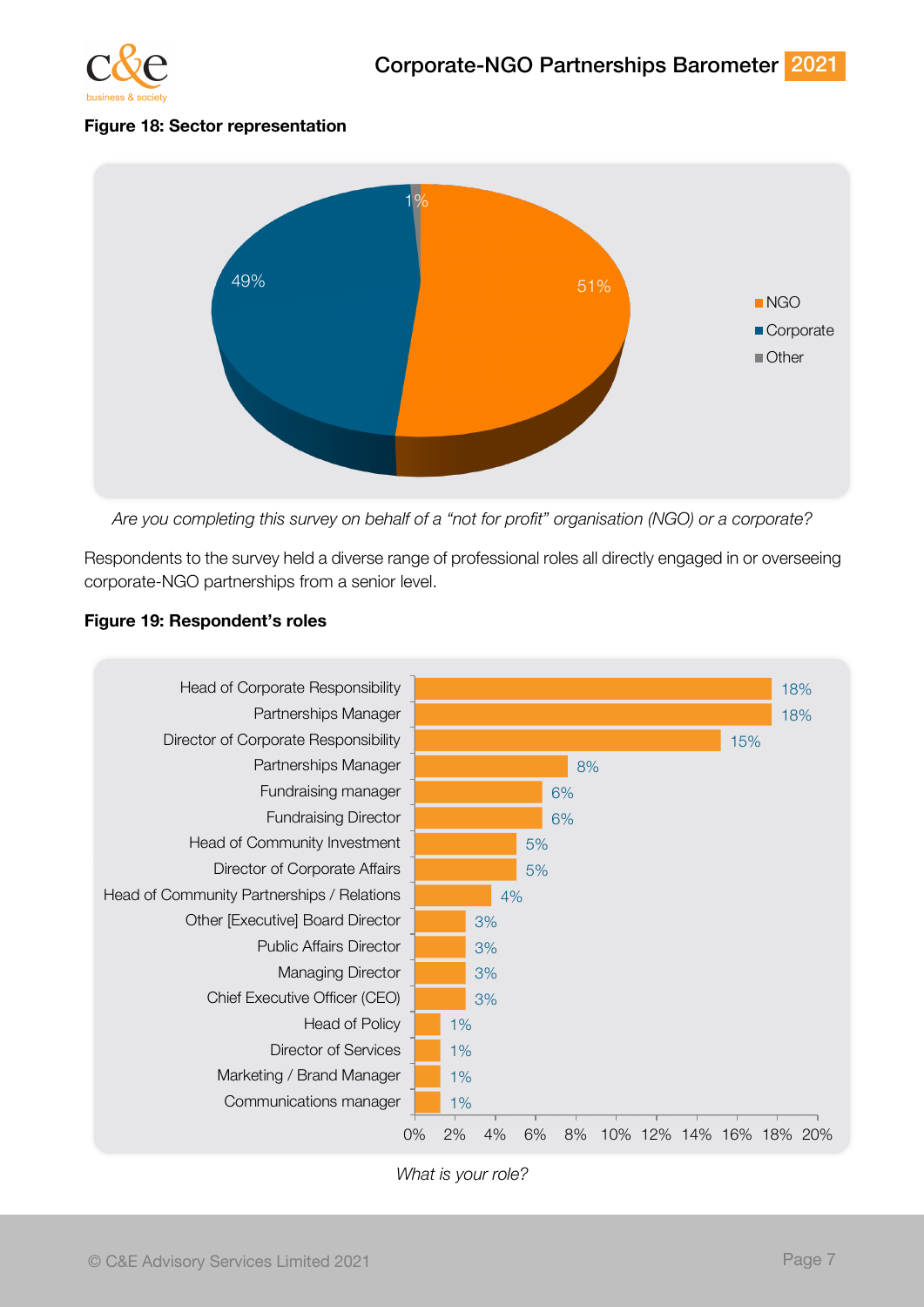**Figure 18: Sector representation**

| Sector | Percentage |
|---|---|
| NGO | 51% |
| Corporate | 49% |
| Other | 1% |

*Are you completing this survey on behalf of a "not for profit" organisation (NGO) or a corporate?*

Respondents to the survey held a diverse range of professional roles all directly engaged in or overseeing corporate-NGO partnerships from a senior level.

**Figure 19: Respondent's roles**

| Role | Percentage |
|---|---|
| Head of Corporate Responsibility | 18% |
| Partnerships Manager | 18% |
| Director of Corporate Responsibility | 15% |
| Partnerships Manager | 8% |
| Fundraising manager | 6% |
| Fundraising Director | 6% |
| Head of Community Investment | 5% |
| Director of Corporate Affairs | 5% |
| Head of Community Partnerships / Relations | 4% |
| Other [Executive] Board Director | 3% |
| Public Affairs Director | 3% |
| Managing Director | 3% |
| Chief Executive Officer (CEO) | 3% |
| Head of Policy | 1% |
| Director of Services | 1% |
| Marketing / Brand Manager | 1% |
| Communications manager | 1% |

*What is your role?*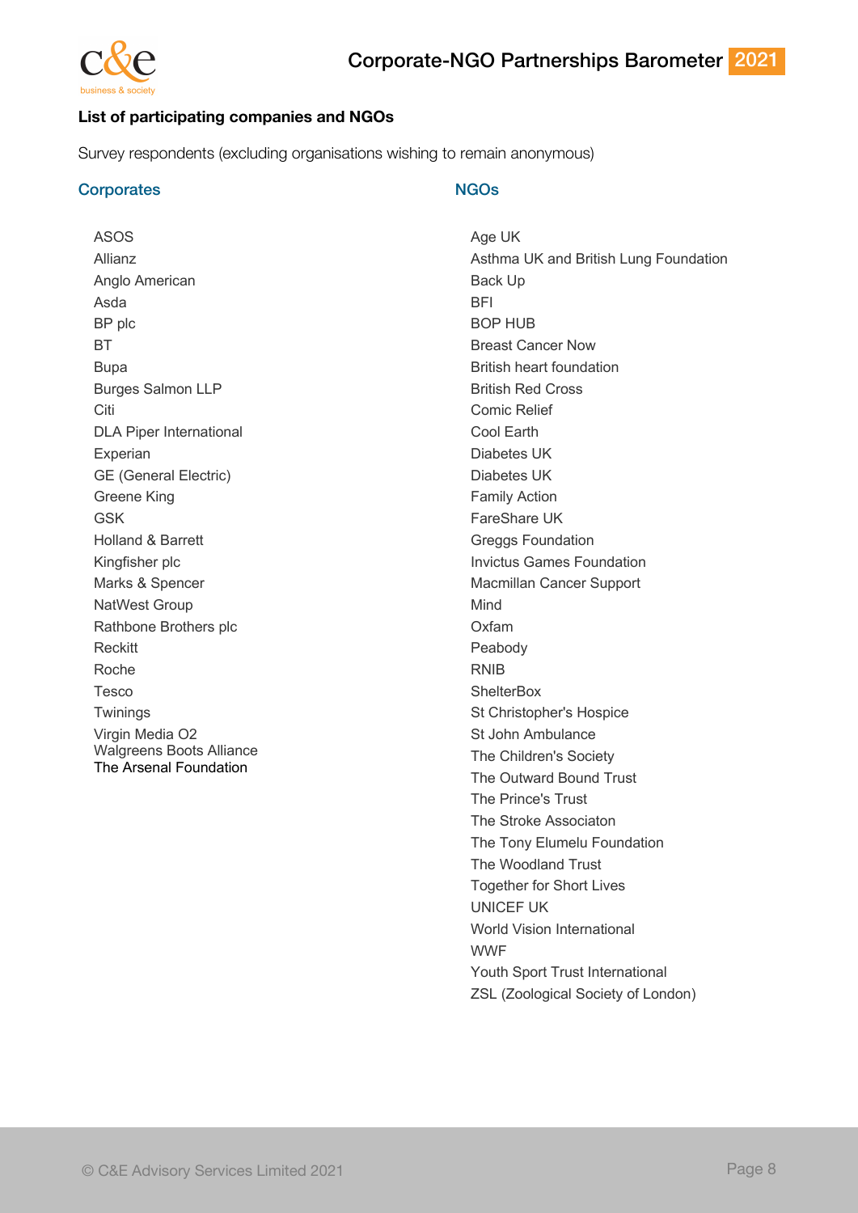**List of participating companies and NGOs**

Survey respondents (excluding organisations wishing to remain anonymous)

### Corporates

- ASOS
- Allianz
- Anglo American
- Asda
- BP plc
- BT
- Bupa
- Burges Salmon LLP
- Citi
- DLA Piper International
- Experian
- GE (General Electric)
- Greene King
- GSK
- Holland & Barrett
- Kingfisher plc
- Marks & Spencer
- NatWest Group
- Rathbone Brothers plc
- Reckitt
- Roche
- Tesco
- Twinings
- Virgin Media O2
- Walgreens Boots Alliance
- The Arsenal Foundation

### NGOs

- Age UK
- Asthma UK and British Lung Foundation
- Back Up
- BFI
- BOP HUB
- Breast Cancer Now
- British heart foundation
- British Red Cross
- Comic Relief
- Cool Earth
- Diabetes UK
- Diabetes UK
- Family Action
- FareShare UK
- Greggs Foundation
- Invictus Games Foundation
- Macmillan Cancer Support
- Mind
- Oxfam
- Peabody
- RNIB
- ShelterBox
- St Christopher's Hospice
- St John Ambulance
- The Children's Society
- The Outward Bound Trust
- The Prince's Trust
- The Stroke Associaton
- The Tony Elumelu Foundation
- The Woodland Trust
- Together for Short Lives
- UNICEF UK
- World Vision International
- WWF
- Youth Sport Trust International
- ZSL (Zoological Society of London)

© C&E Advisory Services Limited 2021